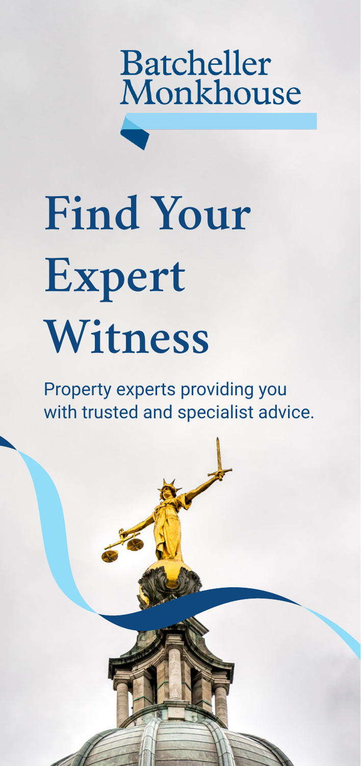Batcheller Monkhouse

# Find Your Expert Witness

Property experts providing you with trusted and specialist advice.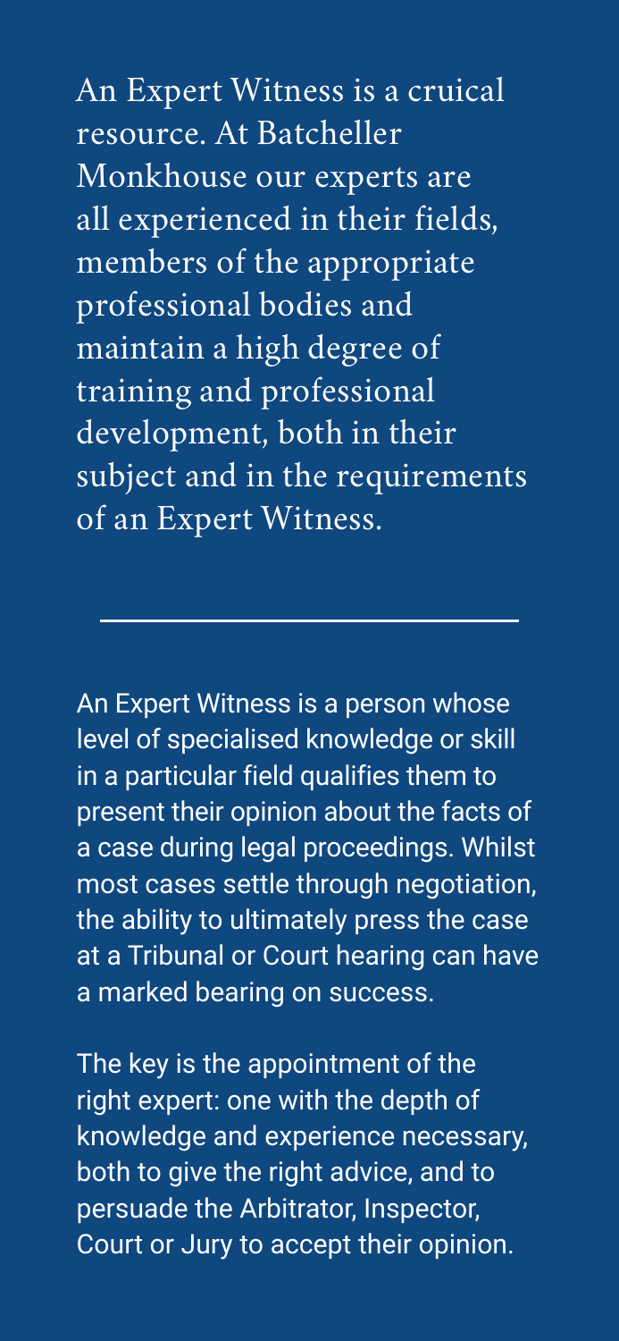An Expert Witness is a cruical resource. At Batcheller Monkhouse our experts are all experienced in their fields, members of the appropriate professional bodies and maintain a high degree of training and professional development, both in their subject and in the requirements of an Expert Witness.

---

An Expert Witness is a person whose level of specialised knowledge or skill in a particular field qualifies them to present their opinion about the facts of a case during legal proceedings. Whilst most cases settle through negotiation, the ability to ultimately press the case at a Tribunal or Court hearing can have a marked bearing on success.

The key is the appointment of the right expert: one with the depth of knowledge and experience necessary, both to give the right advice, and to persuade the Arbitrator, Inspector, Court or Jury to accept their opinion.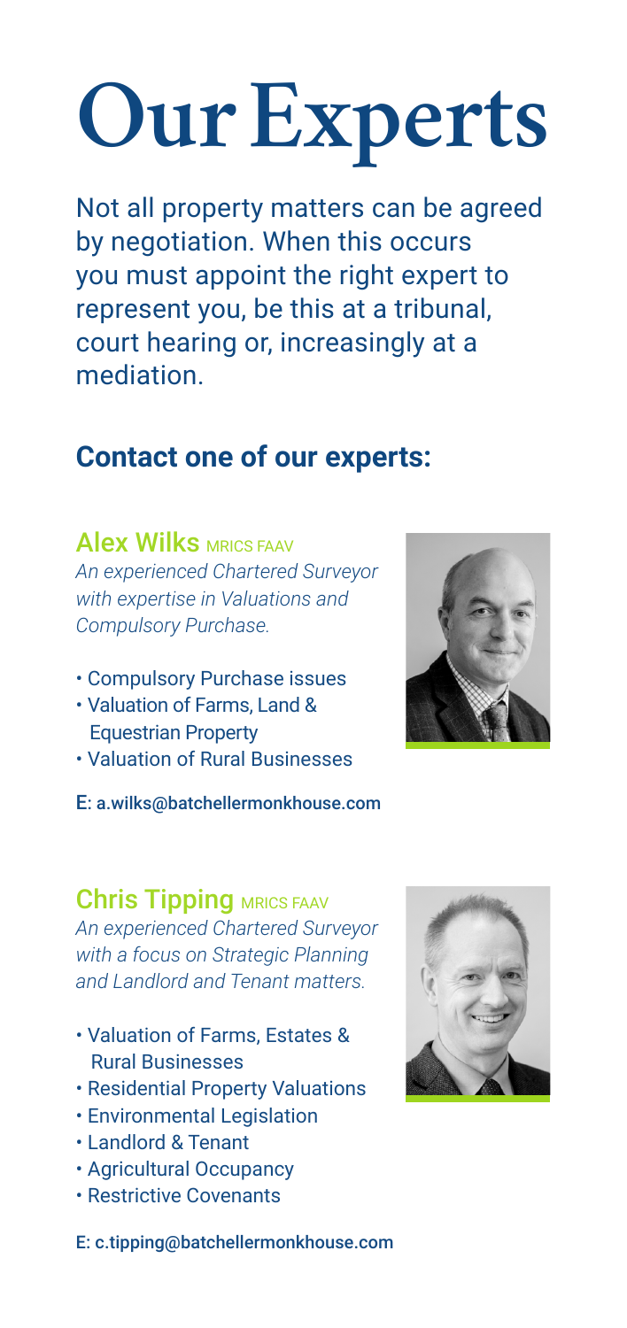# Our Experts

Not all property matters can be agreed by negotiation. When this occurs you must appoint the right expert to represent you, be this at a tribunal, court hearing or, increasingly at a mediation.

## Contact one of our experts:

### Alex Wilks MRICS FAAV

*An experienced Chartered Surveyor with expertise in Valuations and Compulsory Purchase.*

- Compulsory Purchase issues
- Valuation of Farms, Land & Equestrian Property
- Valuation of Rural Businesses

E: a.wilks@batchellermonkhouse.com

### Chris Tipping MRICS FAAV

*An experienced Chartered Surveyor with a focus on Strategic Planning and Landlord and Tenant matters.*

- Valuation of Farms, Estates & Rural Businesses
- Residential Property Valuations
- Environmental Legislation
- Landlord & Tenant
- Agricultural Occupancy
- Restrictive Covenants

E: c.tipping@batchellermonkhouse.com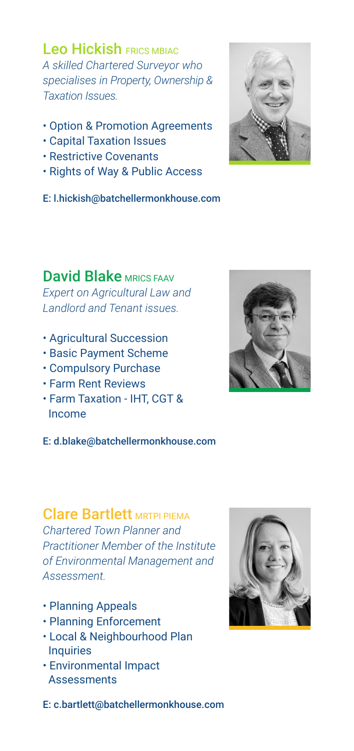## Leo Hickish FRICS MBIAC

*A skilled Chartered Surveyor who specialises in Property, Ownership & Taxation Issues.*

- Option & Promotion Agreements
- Capital Taxation Issues
- Restrictive Covenants
- Rights of Way & Public Access

E: l.hickish@batchellermonkhouse.com

## David Blake MRICS FAAV

*Expert on Agricultural Law and Landlord and Tenant issues.*

- Agricultural Succession
- Basic Payment Scheme
- Compulsory Purchase
- Farm Rent Reviews
- Farm Taxation - IHT, CGT & Income

E: d.blake@batchellermonkhouse.com

## Clare Bartlett MRTPI PIEMA

*Chartered Town Planner and Practitioner Member of the Institute of Environmental Management and Assessment.*

- Planning Appeals
- Planning Enforcement
- Local & Neighbourhood Plan Inquiries
- Environmental Impact Assessments

E: c.bartlett@batchellermonkhouse.com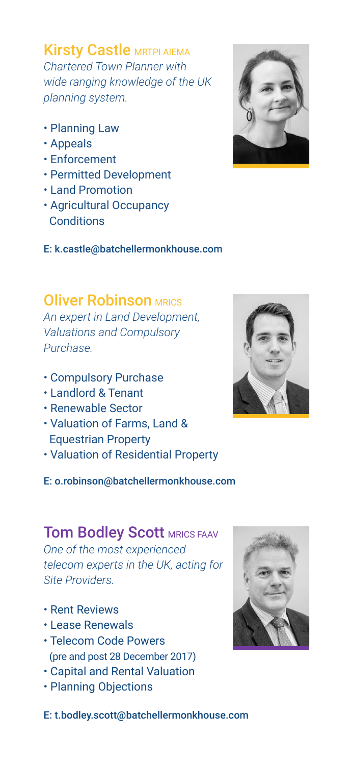## Kirsty Castle MRTPI AIEMA

*Chartered Town Planner with wide ranging knowledge of the UK planning system.*

- Planning Law
- Appeals
- Enforcement
- Permitted Development
- Land Promotion
- Agricultural Occupancy Conditions

E: k.castle@batchellermonkhouse.com

## Oliver Robinson MRICS

*An expert in Land Development, Valuations and Compulsory Purchase.*

- Compulsory Purchase
- Landlord & Tenant
- Renewable Sector
- Valuation of Farms, Land & Equestrian Property
- Valuation of Residential Property

E: o.robinson@batchellermonkhouse.com

## Tom Bodley Scott MRICS FAAV

*One of the most experienced telecom experts in the UK, acting for Site Providers.*

- Rent Reviews
- Lease Renewals
- Telecom Code Powers (pre and post 28 December 2017)
- Capital and Rental Valuation
- Planning Objections

E: t.bodley.scott@batchellermonkhouse.com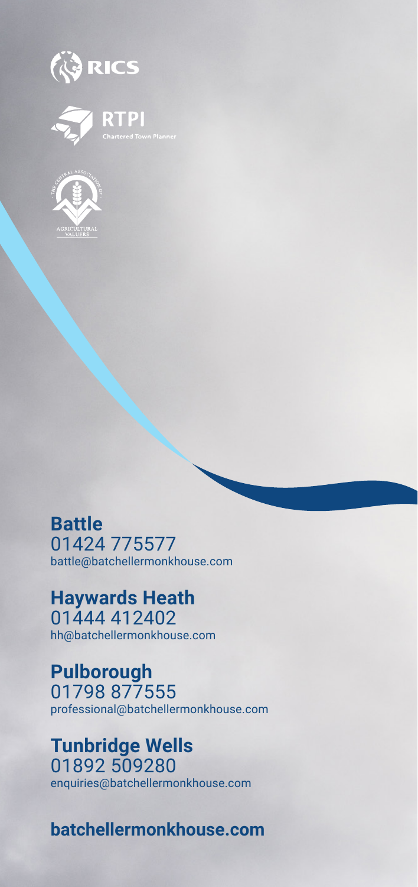RICS

RTPI
Chartered Town Planner

The Central Association of Agricultural Valuers

**Battle**
01424 775577
battle@batchellermonkhouse.com

**Haywards Heath**
01444 412402
hh@batchellermonkhouse.com

**Pulborough**
01798 877555
professional@batchellermonkhouse.com

**Tunbridge Wells**
01892 509280
enquiries@batchellermonkhouse.com

**batchellermonkhouse.com**